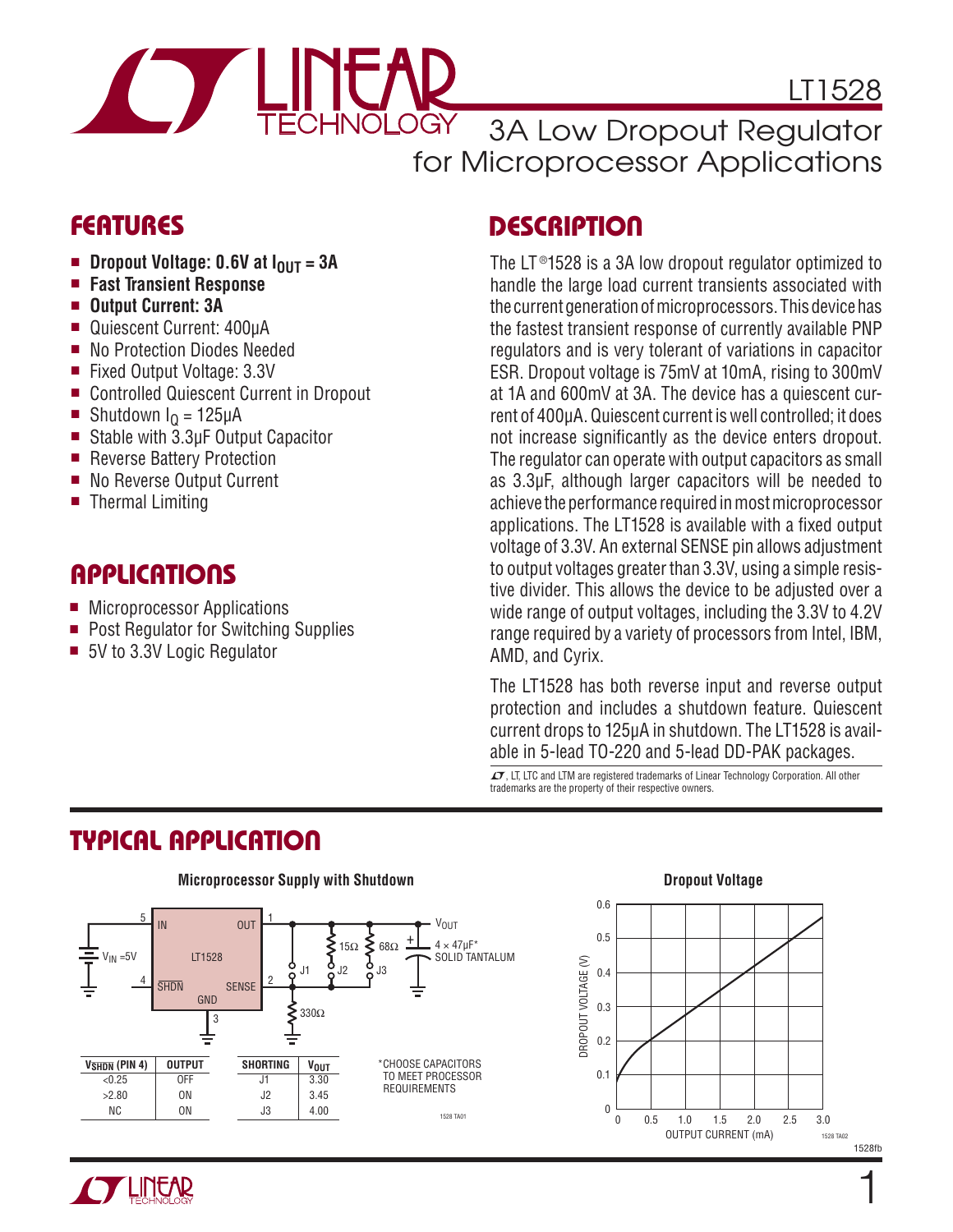# LT1528

## 3A Low Dropout Regulator for Microprocessor Applications

## FEATURES

- **Dropout Voltage: 0.6V at $I_{OUT}$ = 3A**
- **Fast Transient Response**
- **Output Current: 3A**
- Quiescent Current: 400µA
- No Protection Diodes Needed
- Fixed Output Voltage: 3.3V
- Controlled Quiescent Current in Dropout
- Shutdown $I_Q$ = 125µA
- Stable with 3.3µF Output Capacitor
- Reverse Battery Protection
- No Reverse Output Current
- Thermal Limiting

## APPLICATIONS

- Microprocessor Applications
- Post Regulator for Switching Supplies
- 5V to 3.3V Logic Regulator

## DESCRIPTION

The LT®1528 is a 3A low dropout regulator optimized to handle the large load current transients associated with the current generation of microprocessors. This device has the fastest transient response of currently available PNP regulators and is very tolerant of variations in capacitor ESR. Dropout voltage is 75mV at 10mA, rising to 300mV at 1A and 600mV at 3A. The device has a quiescent current of 400µA. Quiescent current is well controlled; it does not increase significantly as the device enters dropout. The regulator can operate with output capacitors as small as 3.3µF, although larger capacitors will be needed to achieve the performance required in most microprocessor applications. The LT1528 is available with a fixed output voltage of 3.3V. An external SENSE pin allows adjustment to output voltages greater than 3.3V, using a simple resistive divider. This allows the device to be adjusted over a wide range of output voltages, including the 3.3V to 4.2V range required by a variety of processors from Intel, IBM, AMD, and Cyrix.

The LT1528 has both reverse input and reverse output protection and includes a shutdown feature. Quiescent current drops to 125µA in shutdown. The LT1528 is available in 5-lead TO-220 and 5-lead DD-PAK packages.

, LT, LTC and LTM are registered trademarks of Linear Technology Corporation. All other trademarks are the property of their respective owners.

## TYPICAL APPLICATION

**Microprocessor Supply with Shutdown**

| $V_{\overline{SHDN}}$ (PIN 4) | OUTPUT |
|---|---|
| <0.25 | OFF |
| >2.80 | ON |
| NC | ON |

| SHORTING | $V_{OUT}$ |
|---|---|
| J1 | 3.30 |
| J2 | 3.45 |
| J3 | 4.00 |

*CHOOSE CAPACITORS TO MEET PROCESSOR REQUIREMENTS

**Dropout Voltage**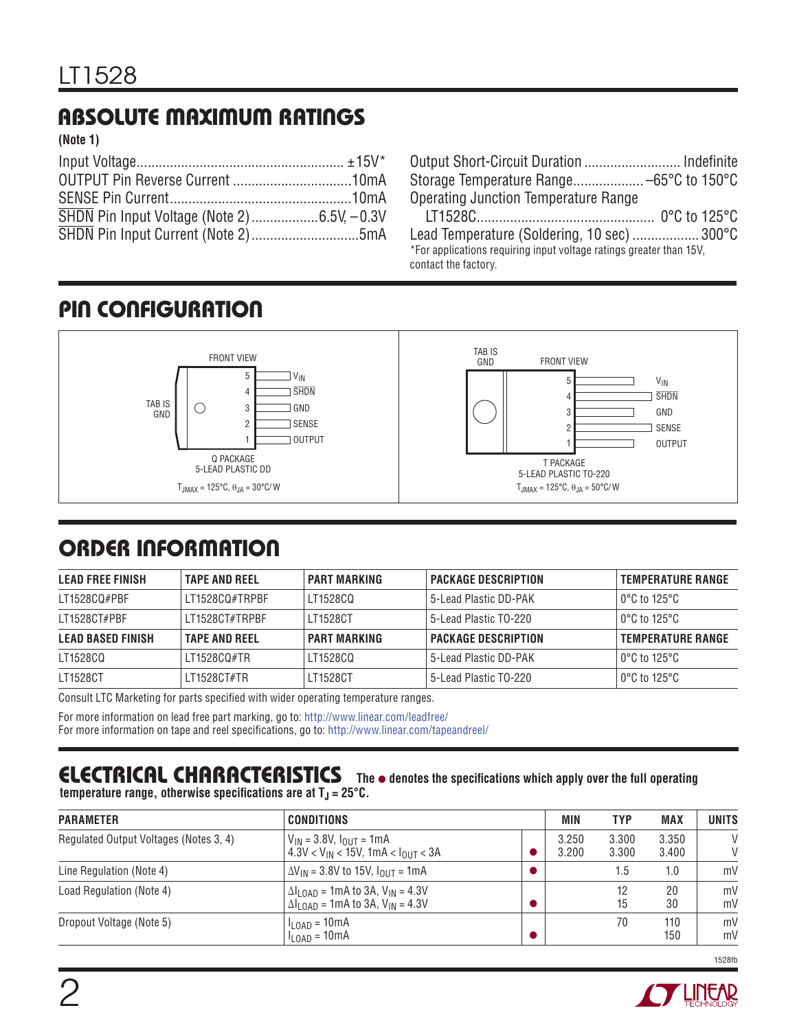## ABSOLUTE MAXIMUM RATINGS

**(Note 1)**

Input Voltage ........................................................ ±15V*
OUTPUT Pin Reverse Current ................................ 10mA
SENSE Pin Current ................................................. 10mA
$\overline{SHDN}$ Pin Input Voltage (Note 2) .................. 6.5V, –0.3V
$\overline{SHDN}$ Pin Input Current (Note 2) ............................ 5mA
Output Short-Circuit Duration .......................... Indefinite
Storage Temperature Range ................... –65°C to 150°C
Operating Junction Temperature Range
LT1528C ................................................ 0°C to 125°C
Lead Temperature (Soldering, 10 sec) .................. 300°C

*For applications requiring input voltage ratings greater than 15V, contact the factory.

## PIN CONFIGURATION

Q PACKAGE, 5-LEAD PLASTIC DD (FRONT VIEW, TAB IS GND): 5 – $V_{IN}$, 4 – $\overline{SHDN}$, 3 – GND, 2 – SENSE, 1 – OUTPUT

$T_{JMAX}$ = 125°C, $\theta_{JA}$ = 30°C/W

T PACKAGE, 5-LEAD PLASTIC TO-220 (FRONT VIEW, TAB IS GND): 5 – $V_{IN}$, 4 – $\overline{SHDN}$, 3 – GND, 2 – SENSE, 1 – OUTPUT

$T_{JMAX}$ = 125°C, $\theta_{JA}$ = 50°C/W

## ORDER INFORMATION

| LEAD FREE FINISH | TAPE AND REEL | PART MARKING | PACKAGE DESCRIPTION | TEMPERATURE RANGE |
|---|---|---|---|---|
| LT1528CQ#PBF | LT1528CQ#TRPBF | LT1528CQ | 5-Lead Plastic DD-PAK | 0°C to 125°C |
| LT1528CT#PBF | LT1528CT#TRPBF | LT1528CT | 5-Lead Plastic TO-220 | 0°C to 125°C |
| **LEAD BASED FINISH** | **TAPE AND REEL** | **PART MARKING** | **PACKAGE DESCRIPTION** | **TEMPERATURE RANGE** |
| LT1528CQ | LT1528CQ#TR | LT1528CQ | 5-Lead Plastic DD-PAK | 0°C to 125°C |
| LT1528CT | LT1528CT#TR | LT1528CT | 5-Lead Plastic TO-220 | 0°C to 125°C |

Consult LTC Marketing for parts specified with wider operating temperature ranges.

For more information on lead free part marking, go to: http://www.linear.com/leadfree/
For more information on tape and reel specifications, go to: http://www.linear.com/tapeandreel/

## ELECTRICAL CHARACTERISTICS

**The ● denotes the specifications which apply over the full operating temperature range, otherwise specifications are at $T_J$ = 25°C.**

| PARAMETER | CONDITIONS | | MIN | TYP | MAX | UNITS |
|---|---|---|---|---|---|---|
| Regulated Output Voltages (Notes 3, 4) | $V_{IN}$ = 3.8V, $I_{OUT}$ = 1mA | | 3.250 | 3.300 | 3.350 | V |
| | 4.3V < $V_{IN}$ < 15V, 1mA < $I_{OUT}$ < 3A | ● | 3.200 | 3.300 | 3.400 | V |
| Line Regulation (Note 4) | $\Delta V_{IN}$ = 3.8V to 15V, $I_{OUT}$ = 1mA | ● | | 1.5 | 1.0 | mV |
| Load Regulation (Note 4) | $\Delta I_{LOAD}$ = 1mA to 3A, $V_{IN}$ = 4.3V | | | 12 | 20 | mV |
| | $\Delta I_{LOAD}$ = 1mA to 3A, $V_{IN}$ = 4.3V | ● | | 15 | 30 | mV |
| Dropout Voltage (Note 5) | $I_{LOAD}$ = 10mA | | | 70 | 110 | mV |
| | $I_{LOAD}$ = 10mA | ● | | | 150 | mV |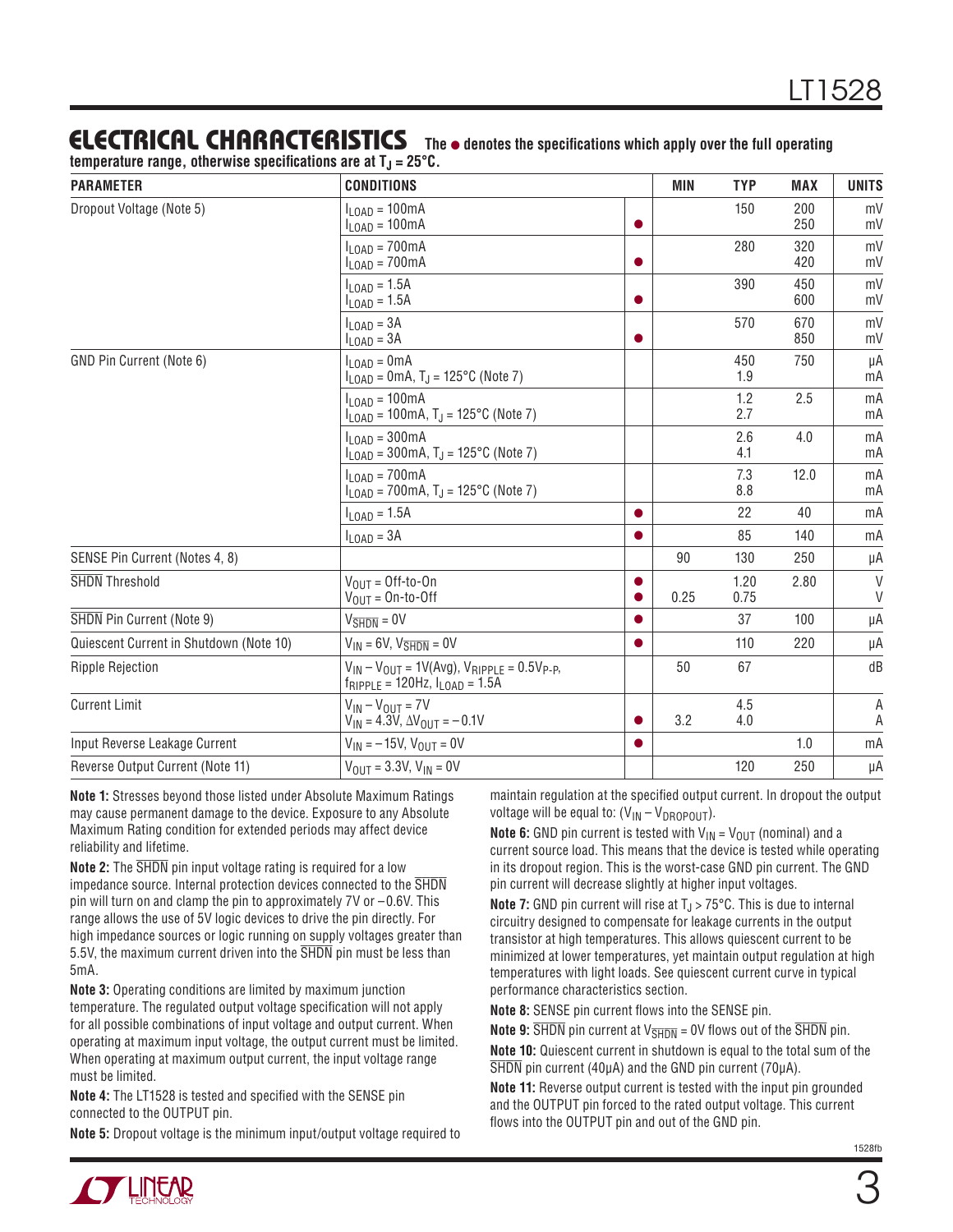## ELECTRICAL CHARACTERISTICS

**The ● denotes the specifications which apply over the full operating temperature range, otherwise specifications are at $T_J = 25°C$.**

| PARAMETER | CONDITIONS | | MIN | TYP | MAX | UNITS |
|---|---|---|---|---|---|---|
| Dropout Voltage (Note 5) | $I_{LOAD}$ = 100mA | | | 150 | 200 | mV |
| | $I_{LOAD}$ = 100mA | ● | | | 250 | mV |
| | $I_{LOAD}$ = 700mA | | | 280 | 320 | mV |
| | $I_{LOAD}$ = 700mA | ● | | | 420 | mV |
| | $I_{LOAD}$ = 1.5A | | | 390 | 450 | mV |
| | $I_{LOAD}$ = 1.5A | ● | | | 600 | mV |
| | $I_{LOAD}$ = 3A | | | 570 | 670 | mV |
| | $I_{LOAD}$ = 3A | ● | | | 850 | mV |
| GND Pin Current (Note 6) | $I_{LOAD}$ = 0mA | | | 450 | 750 | µA |
| | $I_{LOAD}$ = 0mA, $T_J$ = 125°C (Note 7) | | | 1.9 | | mA |
| | $I_{LOAD}$ = 100mA | | | 1.2 | 2.5 | mA |
| | $I_{LOAD}$ = 100mA, $T_J$ = 125°C (Note 7) | | | 2.7 | | mA |
| | $I_{LOAD}$ = 300mA | | | 2.6 | 4.0 | mA |
| | $I_{LOAD}$ = 300mA, $T_J$ = 125°C (Note 7) | | | 4.1 | | mA |
| | $I_{LOAD}$ = 700mA | | | 7.3 | 12.0 | mA |
| | $I_{LOAD}$ = 700mA, $T_J$ = 125°C (Note 7) | | | 8.8 | | mA |
| | $I_{LOAD}$ = 1.5A | ● | | 22 | 40 | mA |
| | $I_{LOAD}$ = 3A | ● | | 85 | 140 | mA |
| SENSE Pin Current (Notes 4, 8) | | | 90 | 130 | 250 | µA |
| $\overline{SHDN}$ Threshold | $V_{OUT}$ = Off-to-On | ● | | 1.20 | 2.80 | V |
| | $V_{OUT}$ = On-to-Off | ● | 0.25 | 0.75 | | V |
| $\overline{SHDN}$ Pin Current (Note 9) | $V_{\overline{SHDN}}$ = 0V | ● | | 37 | 100 | µA |
| Quiescent Current in Shutdown (Note 10) | $V_{IN}$ = 6V, $V_{\overline{SHDN}}$ = 0V | ● | | 110 | 220 | µA |
| Ripple Rejection | $V_{IN} - V_{OUT}$ = 1V(Avg), $V_{RIPPLE}$ = 0.5$V_{P-P}$, $f_{RIPPLE}$ = 120Hz, $I_{LOAD}$ = 1.5A | | 50 | 67 | | dB |
| Current Limit | $V_{IN} - V_{OUT}$ = 7V | | | 4.5 | | A |
| | $V_{IN}$ = 4.3V, $\Delta V_{OUT}$ = –0.1V | ● | 3.2 | 4.0 | | A |
| Input Reverse Leakage Current | $V_{IN}$ = –15V, $V_{OUT}$ = 0V | ● | | | 1.0 | mA |
| Reverse Output Current (Note 11) | $V_{OUT}$ = 3.3V, $V_{IN}$ = 0V | | | 120 | 250 | µA |

**Note 1:** Stresses beyond those listed under Absolute Maximum Ratings may cause permanent damage to the device. Exposure to any Absolute Maximum Rating condition for extended periods may affect device reliability and lifetime.

**Note 2:** The $\overline{SHDN}$ pin input voltage rating is required for a low impedance source. Internal protection devices connected to the $\overline{SHDN}$ pin will turn on and clamp the pin to approximately 7V or –0.6V. This range allows the use of 5V logic devices to drive the pin directly. For high impedance sources or logic running on supply voltages greater than 5.5V, the maximum current driven into the $\overline{SHDN}$ pin must be less than 5mA.

**Note 3:** Operating conditions are limited by maximum junction temperature. The regulated output voltage specification will not apply for all possible combinations of input voltage and output current. When operating at maximum input voltage, the output current must be limited. When operating at maximum output current, the input voltage range must be limited.

**Note 4:** The LT1528 is tested and specified with the SENSE pin connected to the OUTPUT pin.

**Note 5:** Dropout voltage is the minimum input/output voltage required to maintain regulation at the specified output current. In dropout the output voltage will be equal to: $(V_{IN} - V_{DROPOUT})$.

**Note 6:** GND pin current is tested with $V_{IN} = V_{OUT}$ (nominal) and a current source load. This means that the device is tested while operating in its dropout region. This is the worst-case GND pin current. The GND pin current will decrease slightly at higher input voltages.

**Note 7:** GND pin current will rise at $T_J > 75°C$. This is due to internal circuitry designed to compensate for leakage currents in the output transistor at high temperatures. This allows quiescent current to be minimized at lower temperatures, yet maintain output regulation at high temperatures with light loads. See quiescent current curve in typical performance characteristics section.

**Note 8:** SENSE pin current flows into the SENSE pin.

**Note 9:** $\overline{SHDN}$ pin current at $V_{\overline{SHDN}}$ = 0V flows out of the $\overline{SHDN}$ pin.

**Note 10:** Quiescent current in shutdown is equal to the total sum of the $\overline{SHDN}$ pin current (40µA) and the GND pin current (70µA).

**Note 11:** Reverse output current is tested with the input pin grounded and the OUTPUT pin forced to the rated output voltage. This current flows into the OUTPUT pin and out of the GND pin.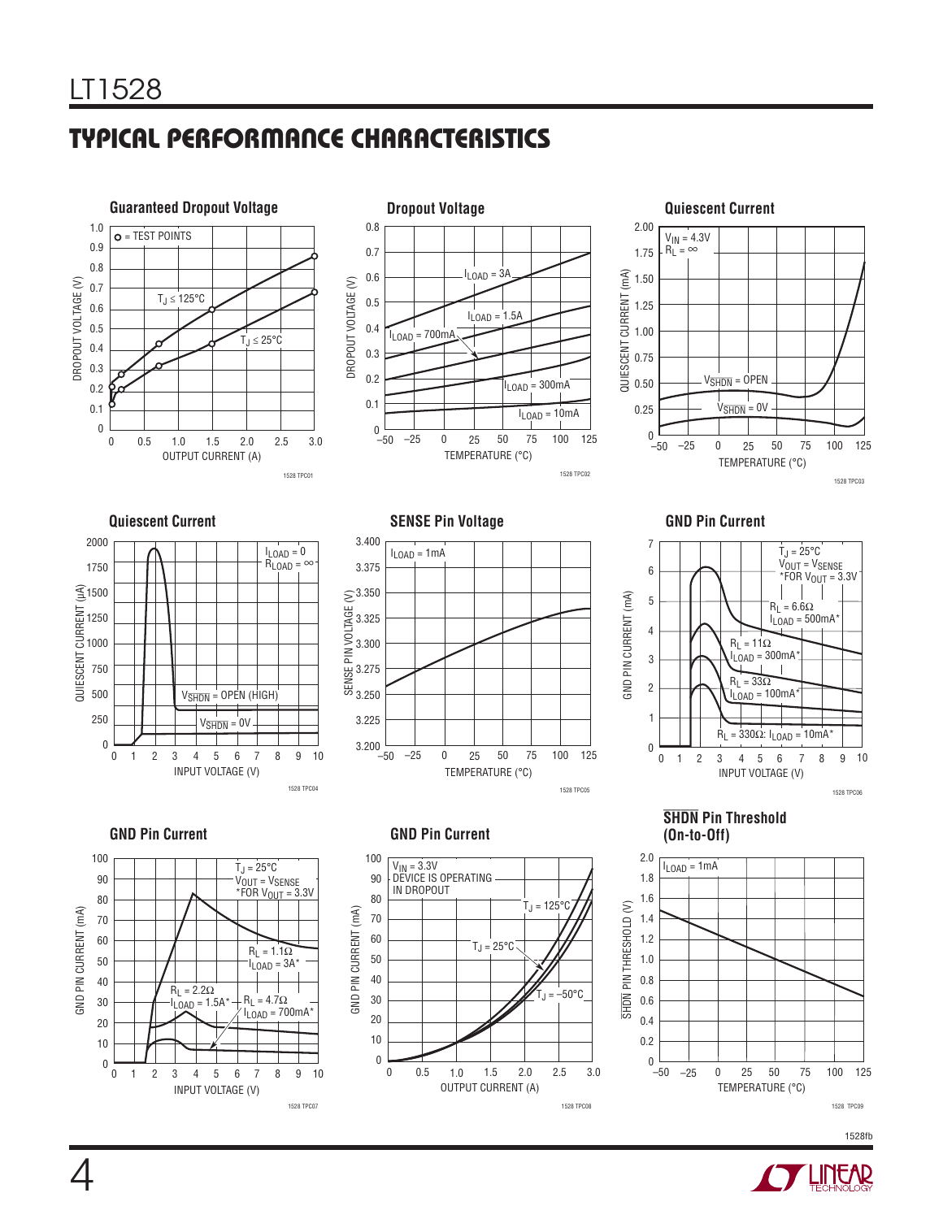## TYPICAL PERFORMANCE CHARACTERISTICS

**Guaranteed Dropout Voltage**

○ = TEST POINTS

$T_J \le 125°C$

$T_J \le 25°C$

DROPOUT VOLTAGE (V)

OUTPUT CURRENT (A)

1528 TPC01

**Dropout Voltage**

$I_{LOAD}$ = 3A

$I_{LOAD}$ = 1.5A

$I_{LOAD}$ = 700mA

$I_{LOAD}$ = 300mA

$I_{LOAD}$ = 10mA

DROPOUT VOLTAGE (V)

TEMPERATURE (°C)

1528 TPC02

**Quiescent Current**

$V_{IN}$ = 4.3V
$R_L = \infty$

$V_{\overline{SHDN}}$ = OPEN

$V_{\overline{SHDN}}$ = 0V

QUIESCENT CURRENT (mA)

TEMPERATURE (°C)

1528 TPC03

**Quiescent Current**

$I_{LOAD}$ = 0
$R_{LOAD} = \infty$

$V_{\overline{SHDN}}$ = OPEN (HIGH)

$V_{\overline{SHDN}}$ = 0V

QUIESCENT CURRENT (µA)

INPUT VOLTAGE (V)

1528 TPC04

**SENSE Pin Voltage**

$I_{LOAD}$ = 1mA

SENSE PIN VOLTAGE (V)

TEMPERATURE (°C)

1528 TPC05

**GND Pin Current**

$T_J$ = 25°C
$V_{OUT} = V_{SENSE}$
*FOR $V_{OUT}$ = 3.3V

$R_L$ = 6.6Ω
$I_{LOAD}$ = 500mA*

$R_L$ = 11Ω
$I_{LOAD}$ = 300mA*

$R_L$ = 33Ω
$I_{LOAD}$ = 100mA*

$R_L$ = 330Ω: $I_{LOAD}$ = 10mA*

GND PIN CURRENT (mA)

INPUT VOLTAGE (V)

1528 TPC06

**GND Pin Current**

$T_J$ = 25°C
$V_{OUT} = V_{SENSE}$
*FOR $V_{OUT}$ = 3.3V

$R_L$ = 1.1Ω
$I_{LOAD}$ = 3A*

$R_L$ = 2.2Ω
$I_{LOAD}$ = 1.5A*

$R_L$ = 4.7Ω
$I_{LOAD}$ = 700mA*

GND PIN CURRENT (mA)

INPUT VOLTAGE (V)

1528 TPC07

**GND Pin Current**

$V_{IN}$ = 3.3V
DEVICE IS OPERATING
IN DROPOUT

$T_J$ = 125°C

$T_J$ = 25°C

$T_J$ = –50°C

GND PIN CURRENT (mA)

OUTPUT CURRENT (A)

1528 TPC08

**$\overline{SHDN}$ Pin Threshold (On-to-Off)**

$I_{LOAD}$ = 1mA

$\overline{SHDN}$ PIN THRESHOLD (V)

TEMPERATURE (°C)

1528 TPC09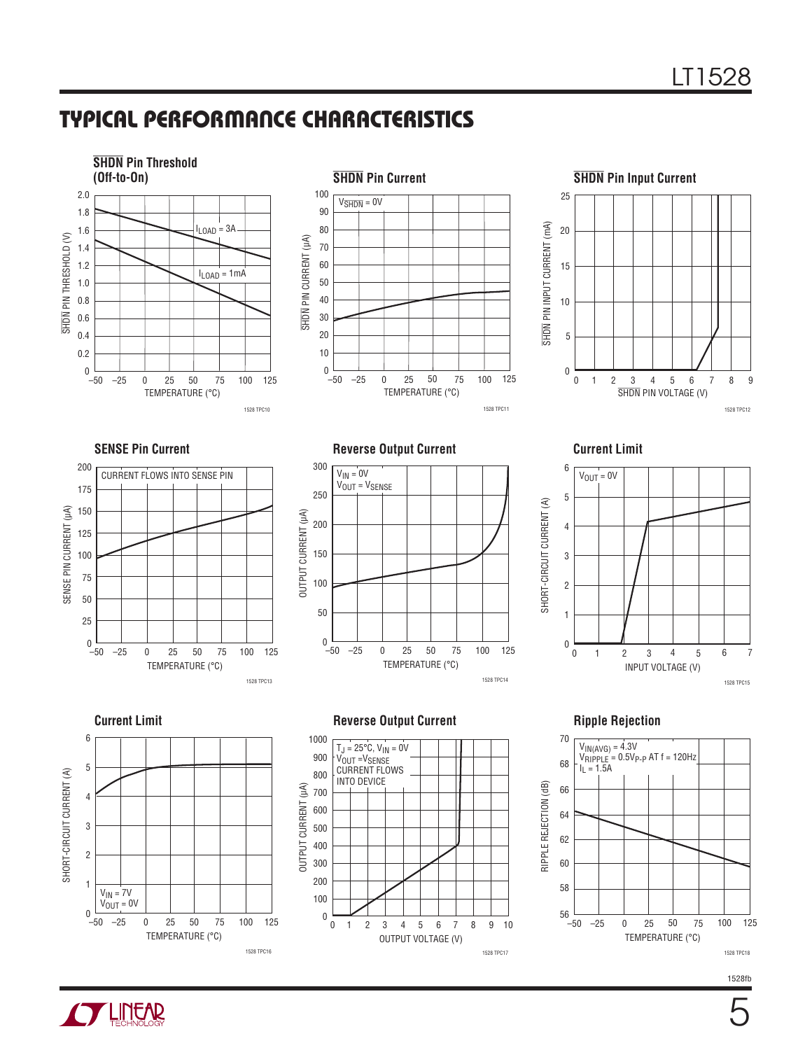## TYPICAL PERFORMANCE CHARACTERISTICS

**$\overline{SHDN}$ Pin Threshold (Off-to-On)**

$\overline{SHDN}$ PIN THRESHOLD (V) vs TEMPERATURE (°C)

$I_{LOAD}$ = 3A

$I_{LOAD}$ = 1mA

1528 TPC10

**$\overline{SHDN}$ Pin Current**

$V_{\overline{SHDN}}$ = 0V

$\overline{SHDN}$ PIN CURRENT (µA) vs TEMPERATURE (°C)

1528 TPC11

**$\overline{SHDN}$ Pin Input Current**

$\overline{SHDN}$ PIN INPUT CURRENT (mA) vs $\overline{SHDN}$ PIN VOLTAGE (V)

1528 TPC12

**SENSE Pin Current**

CURRENT FLOWS INTO SENSE PIN

SENSE PIN CURRENT (µA) vs TEMPERATURE (°C)

1528 TPC13

**Reverse Output Current**

$V_{IN}$ = 0V

$V_{OUT}$ = $V_{SENSE}$

OUTPUT CURRENT (µA) vs TEMPERATURE (°C)

1528 TPC14

**Current Limit**

$V_{OUT}$ = 0V

SHORT-CIRCUIT CURRENT (A) vs INPUT VOLTAGE (V)

1528 TPC15

**Current Limit**

$V_{IN}$ = 7V

$V_{OUT}$ = 0V

SHORT-CIRCUIT CURRENT (A) vs TEMPERATURE (°C)

1528 TPC16

**Reverse Output Current**

$T_J$ = 25°C, $V_{IN}$ = 0V

$V_{OUT}$ = $V_{SENSE}$

CURRENT FLOWS INTO DEVICE

OUTPUT CURRENT (µA) vs OUTPUT VOLTAGE (V)

1528 TPC17

**Ripple Rejection**

$V_{IN(AVG)}$ = 4.3V

$V_{RIPPLE}$ = 0.5$V_{P-P}$ AT f = 120Hz

$I_L$ = 1.5A

RIPPLE REJECTION (dB) vs TEMPERATURE (°C)

1528 TPC18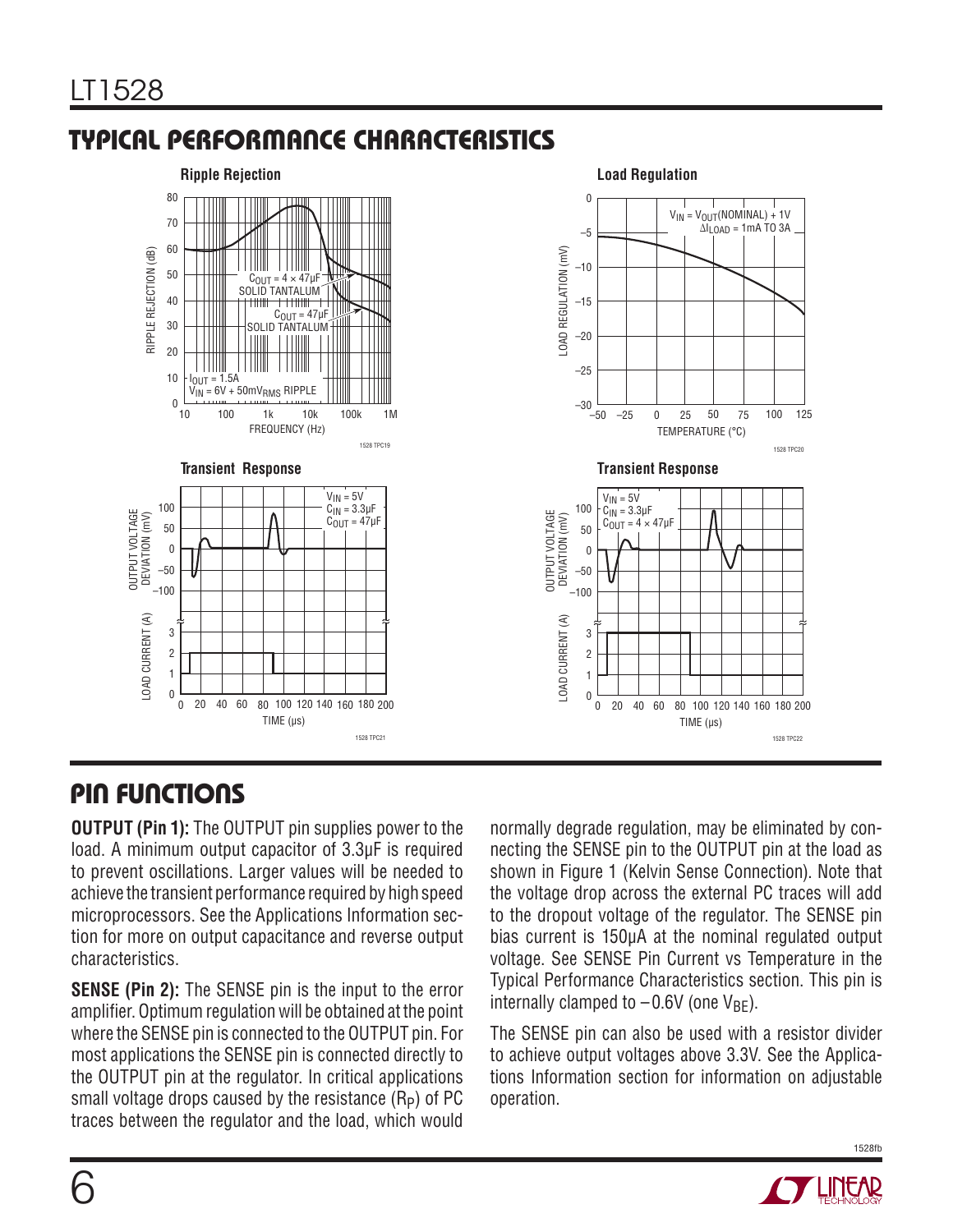## TYPICAL PERFORMANCE CHARACTERISTICS

**Ripple Rejection**

**Load Regulation**

**Transient Response**

**Transient Response**

## PIN FUNCTIONS

**OUTPUT (Pin 1):** The OUTPUT pin supplies power to the load. A minimum output capacitor of 3.3µF is required to prevent oscillations. Larger values will be needed to achieve the transient performance required by high speed microprocessors. See the Applications Information section for more on output capacitance and reverse output characteristics.

**SENSE (Pin 2):** The SENSE pin is the input to the error amplifier. Optimum regulation will be obtained at the point where the SENSE pin is connected to the OUTPUT pin. For most applications the SENSE pin is connected directly to the OUTPUT pin at the regulator. In critical applications small voltage drops caused by the resistance ($R_P$) of PC traces between the regulator and the load, which would normally degrade regulation, may be eliminated by connecting the SENSE pin to the OUTPUT pin at the load as shown in Figure 1 (Kelvin Sense Connection). Note that the voltage drop across the external PC traces will add to the dropout voltage of the regulator. The SENSE pin bias current is 150µA at the nominal regulated output voltage. See SENSE Pin Current vs Temperature in the Typical Performance Characteristics section. This pin is internally clamped to –0.6V (one $V_{BE}$).

The SENSE pin can also be used with a resistor divider to achieve output voltages above 3.3V. See the Applications Information section for information on adjustable operation.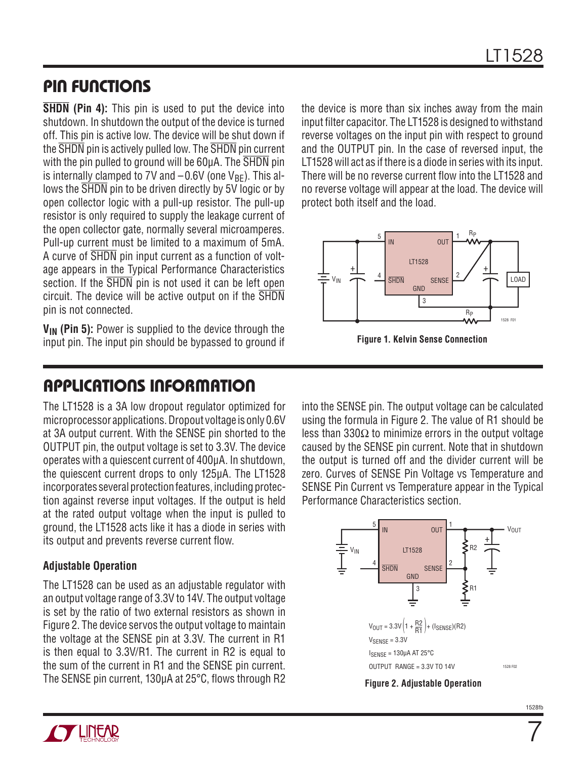## PIN FUNCTIONS

**$\overline{\text{SHDN}}$ (Pin 4):** This pin is used to put the device into shutdown. In shutdown the output of the device is turned off. This pin is active low. The device will be shut down if the $\overline{\text{SHDN}}$ pin is actively pulled low. The $\overline{\text{SHDN}}$ pin current with the pin pulled to ground will be 60µA. The $\overline{\text{SHDN}}$ pin is internally clamped to 7V and –0.6V (one $V_{BE}$). This allows the $\overline{\text{SHDN}}$ pin to be driven directly by 5V logic or by open collector logic with a pull-up resistor. The pull-up resistor is only required to supply the leakage current of the open collector gate, normally several microamperes. Pull-up current must be limited to a maximum of 5mA. A curve of $\overline{\text{SHDN}}$ pin input current as a function of voltage appears in the Typical Performance Characteristics section. If the $\overline{\text{SHDN}}$ pin is not used it can be left open circuit. The device will be active output on if the $\overline{\text{SHDN}}$ pin is not connected.

**$V_{IN}$ (Pin 5):** Power is supplied to the device through the input pin. The input pin should be bypassed to ground if the device is more than six inches away from the main input filter capacitor. The LT1528 is designed to withstand reverse voltages on the input pin with respect to ground and the OUTPUT pin. In the case of reversed input, the LT1528 will act as if there is a diode in series with its input. There will be no reverse current flow into the LT1528 and no reverse voltage will appear at the load. The device will protect both itself and the load.

**Figure 1. Kelvin Sense Connection**

## APPLICATIONS INFORMATION

The LT1528 is a 3A low dropout regulator optimized for microprocessor applications. Dropout voltage is only 0.6V at 3A output current. With the SENSE pin shorted to the OUTPUT pin, the output voltage is set to 3.3V. The device operates with a quiescent current of 400µA. In shutdown, the quiescent current drops to only 125µA. The LT1528 incorporates several protection features, including protection against reverse input voltages. If the output is held at the rated output voltage when the input is pulled to ground, the LT1528 acts like it has a diode in series with its output and prevents reverse current flow.

### Adjustable Operation

The LT1528 can be used as an adjustable regulator with an output voltage range of 3.3V to 14V. The output voltage is set by the ratio of two external resistors as shown in Figure 2. The device servos the output voltage to maintain the voltage at the SENSE pin at 3.3V. The current in R1 is then equal to 3.3V/R1. The current in R2 is equal to the sum of the current in R1 and the SENSE pin current. The SENSE pin current, 130µA at 25°C, flows through R2 into the SENSE pin. The output voltage can be calculated using the formula in Figure 2. The value of R1 should be less than 330Ω to minimize errors in the output voltage caused by the SENSE pin current. Note that in shutdown the output is turned off and the divider current will be zero. Curves of SENSE Pin Voltage vs Temperature and SENSE Pin Current vs Temperature appear in the Typical Performance Characteristics section.

$$V_{OUT} = 3.3V\left(1 + \frac{R2}{R1}\right) + (I_{SENSE})(R2)$$

$V_{SENSE} = 3.3V$

$I_{SENSE} = 130µA$ AT 25°C

OUTPUT RANGE = 3.3V TO 14V

**Figure 2. Adjustable Operation**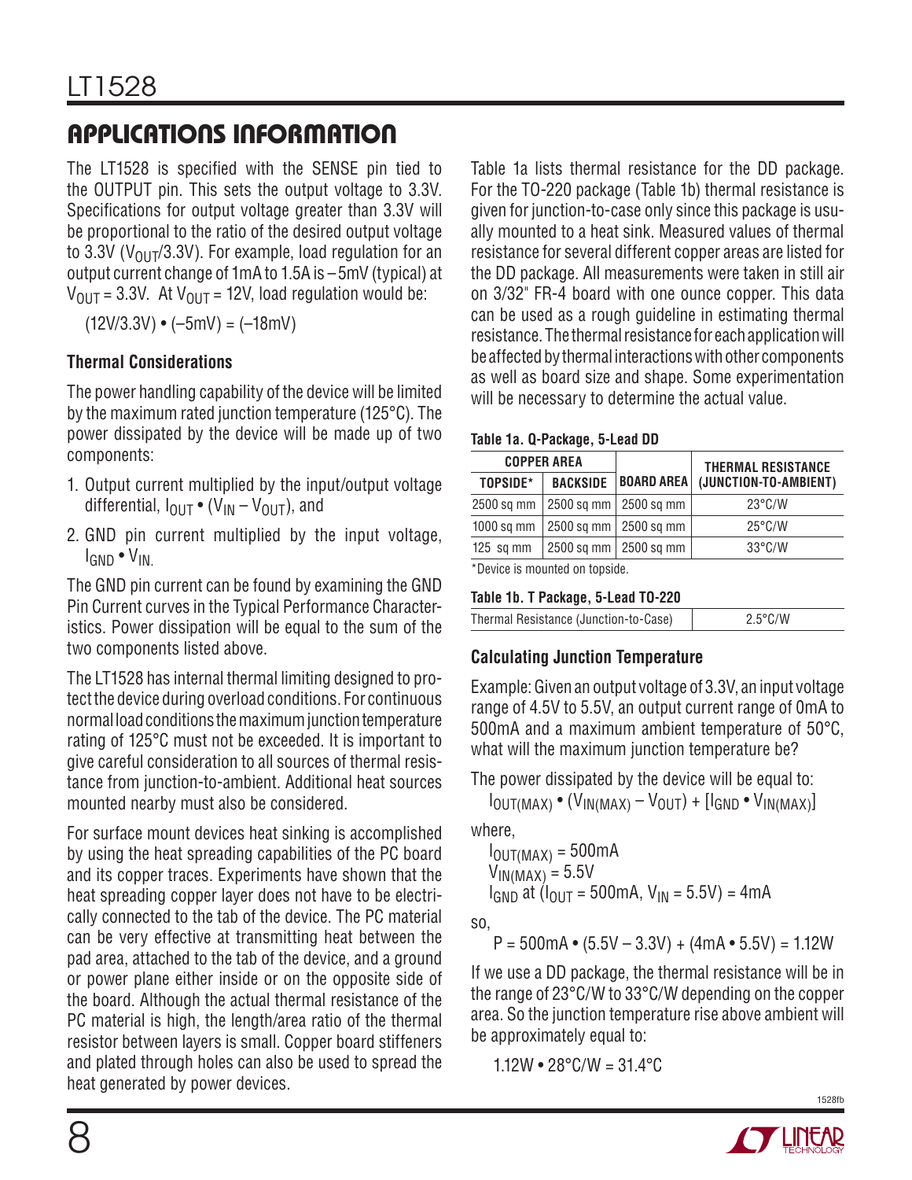## APPLICATIONS INFORMATION

The LT1528 is specified with the SENSE pin tied to the OUTPUT pin. This sets the output voltage to 3.3V. Specifications for output voltage greater than 3.3V will be proportional to the ratio of the desired output voltage to 3.3V ($V_{OUT}$/3.3V). For example, load regulation for an output current change of 1mA to 1.5A is –5mV (typical) at $V_{OUT}$ = 3.3V. At $V_{OUT}$ = 12V, load regulation would be:

$$(12V/3.3V) \bullet (–5mV) = (–18mV)$$

### Thermal Considerations

The power handling capability of the device will be limited by the maximum rated junction temperature (125°C). The power dissipated by the device will be made up of two components:

1. Output current multiplied by the input/output voltage differential, $I_{OUT} \bullet (V_{IN} – V_{OUT})$, and
2. GND pin current multiplied by the input voltage, $I_{GND} \bullet V_{IN}$.

The GND pin current can be found by examining the GND Pin Current curves in the Typical Performance Characteristics. Power dissipation will be equal to the sum of the two components listed above.

The LT1528 has internal thermal limiting designed to protect the device during overload conditions. For continuous normal load conditions the maximum junction temperature rating of 125°C must not be exceeded. It is important to give careful consideration to all sources of thermal resistance from junction-to-ambient. Additional heat sources mounted nearby must also be considered.

For surface mount devices heat sinking is accomplished by using the heat spreading capabilities of the PC board and its copper traces. Experiments have shown that the heat spreading copper layer does not have to be electrically connected to the tab of the device. The PC material can be very effective at transmitting heat between the pad area, attached to the tab of the device, and a ground or power plane either inside or on the opposite side of the board. Although the actual thermal resistance of the PC material is high, the length/area ratio of the thermal resistor between layers is small. Copper board stiffeners and plated through holes can also be used to spread the heat generated by power devices.

Table 1a lists thermal resistance for the DD package. For the TO-220 package (Table 1b) thermal resistance is given for junction-to-case only since this package is usually mounted to a heat sink. Measured values of thermal resistance for several different copper areas are listed for the DD package. All measurements were taken in still air on 3/32" FR-4 board with one ounce copper. This data can be used as a rough guideline in estimating thermal resistance. The thermal resistance for each application will be affected by thermal interactions with other components as well as board size and shape. Some experimentation will be necessary to determine the actual value.

**Table 1a. Q-Package, 5-Lead DD**

| COPPER AREA | | | THERMAL RESISTANCE |
|---|---|---|---|
| TOPSIDE* | BACKSIDE | BOARD AREA | (JUNCTION-TO-AMBIENT) |
| 2500 sq mm | 2500 sq mm | 2500 sq mm | 23°C/W |
| 1000 sq mm | 2500 sq mm | 2500 sq mm | 25°C/W |
| 125 sq mm | 2500 sq mm | 2500 sq mm | 33°C/W |

*Device is mounted on topside.

**Table 1b. T Package, 5-Lead TO-220**

| Thermal Resistance (Junction-to-Case) | 2.5°C/W |
|---|---|

### Calculating Junction Temperature

Example: Given an output voltage of 3.3V, an input voltage range of 4.5V to 5.5V, an output current range of 0mA to 500mA and a maximum ambient temperature of 50°C, what will the maximum junction temperature be?

The power dissipated by the device will be equal to:

$$I_{OUT(MAX)} \bullet (V_{IN(MAX)} – V_{OUT}) + [I_{GND} \bullet V_{IN(MAX)}]$$

where,

$I_{OUT(MAX)}$ = 500mA
$V_{IN(MAX)}$ = 5.5V
$I_{GND}$ at ($I_{OUT}$ = 500mA, $V_{IN}$ = 5.5V) = 4mA

so,

$$P = 500mA \bullet (5.5V – 3.3V) + (4mA \bullet 5.5V) = 1.12W$$

If we use a DD package, the thermal resistance will be in the range of 23°C/W to 33°C/W depending on the copper area. So the junction temperature rise above ambient will be approximately equal to:

$$1.12W \bullet 28°C/W = 31.4°C$$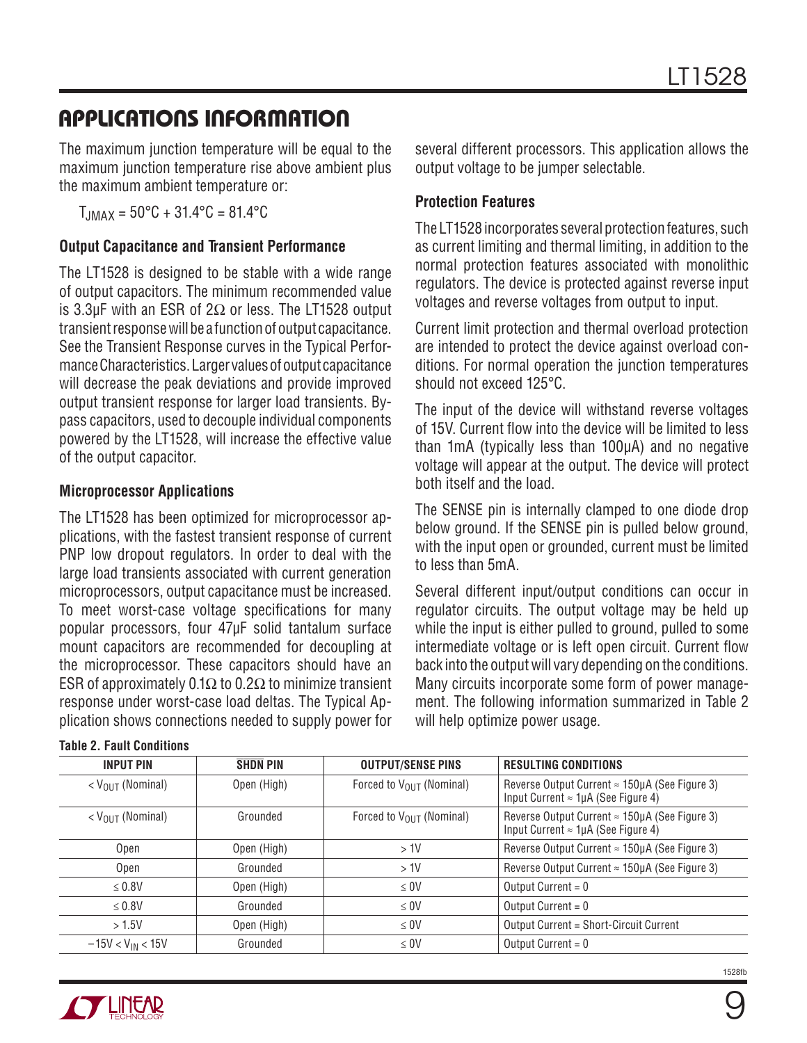## APPLICATIONS INFORMATION

The maximum junction temperature will be equal to the maximum junction temperature rise above ambient plus the maximum ambient temperature or:

$T_{JMAX} = 50°C + 31.4°C = 81.4°C$

### Output Capacitance and Transient Performance

The LT1528 is designed to be stable with a wide range of output capacitors. The minimum recommended value is 3.3µF with an ESR of 2Ω or less. The LT1528 output transient response will be a function of output capacitance. See the Transient Response curves in the Typical Performance Characteristics. Larger values of output capacitance will decrease the peak deviations and provide improved output transient response for larger load transients. Bypass capacitors, used to decouple individual components powered by the LT1528, will increase the effective value of the output capacitor.

### Microprocessor Applications

The LT1528 has been optimized for microprocessor applications, with the fastest transient response of current PNP low dropout regulators. In order to deal with the large load transients associated with current generation microprocessors, output capacitance must be increased. To meet worst-case voltage specifications for many popular processors, four 47µF solid tantalum surface mount capacitors are recommended for decoupling at the microprocessor. These capacitors should have an ESR of approximately 0.1Ω to 0.2Ω to minimize transient response under worst-case load deltas. The Typical Application shows connections needed to supply power for several different processors. This application allows the output voltage to be jumper selectable.

### Protection Features

The LT1528 incorporates several protection features, such as current limiting and thermal limiting, in addition to the normal protection features associated with monolithic regulators. The device is protected against reverse input voltages and reverse voltages from output to input.

Current limit protection and thermal overload protection are intended to protect the device against overload conditions. For normal operation the junction temperatures should not exceed 125°C.

The input of the device will withstand reverse voltages of 15V. Current flow into the device will be limited to less than 1mA (typically less than 100µA) and no negative voltage will appear at the output. The device will protect both itself and the load.

The SENSE pin is internally clamped to one diode drop below ground. If the SENSE pin is pulled below ground, with the input open or grounded, current must be limited to less than 5mA.

Several different input/output conditions can occur in regulator circuits. The output voltage may be held up while the input is either pulled to ground, pulled to some intermediate voltage or is left open circuit. Current flow back into the output will vary depending on the conditions. Many circuits incorporate some form of power management. The following information summarized in Table 2 will help optimize power usage.

**Table 2. Fault Conditions**

| INPUT PIN | $\overline{SHDN}$ PIN | OUTPUT/SENSE PINS | RESULTING CONDITIONS |
|---|---|---|---|
| $< V_{OUT}$ (Nominal) | Open (High) | Forced to $V_{OUT}$ (Nominal) | Reverse Output Current ≈ 150µA (See Figure 3) Input Current ≈ 1µA (See Figure 4) |
| $< V_{OUT}$ (Nominal) | Grounded | Forced to $V_{OUT}$ (Nominal) | Reverse Output Current ≈ 150µA (See Figure 3) Input Current ≈ 1µA (See Figure 4) |
| Open | Open (High) | > 1V | Reverse Output Current ≈ 150µA (See Figure 3) |
| Open | Grounded | > 1V | Reverse Output Current ≈ 150µA (See Figure 3) |
| ≤ 0.8V | Open (High) | ≤ 0V | Output Current = 0 |
| ≤ 0.8V | Grounded | ≤ 0V | Output Current = 0 |
| > 1.5V | Open (High) | ≤ 0V | Output Current = Short-Circuit Current |
| $-15V < V_{IN} < 15V$ | Grounded | ≤ 0V | Output Current = 0 |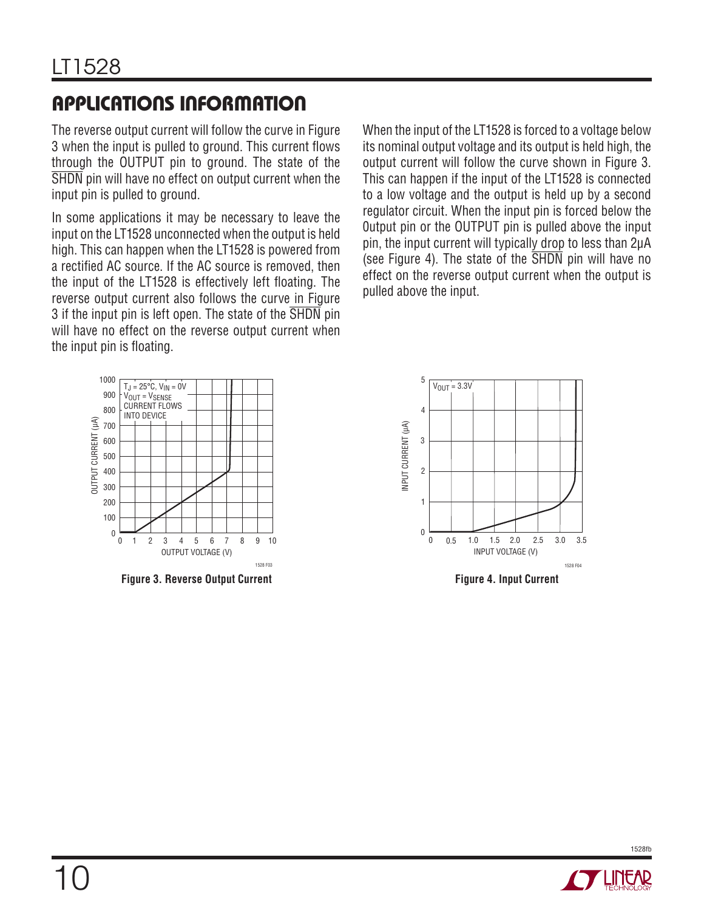## APPLICATIONS INFORMATION

The reverse output current will follow the curve in Figure 3 when the input is pulled to ground. This current flows through the OUTPUT pin to ground. The state of the $\overline{SHDN}$ pin will have no effect on output current when the input pin is pulled to ground.

In some applications it may be necessary to leave the input on the LT1528 unconnected when the output is held high. This can happen when the LT1528 is powered from a rectified AC source. If the AC source is removed, then the input of the LT1528 is effectively left floating. The reverse output current also follows the curve in Figure 3 if the input pin is left open. The state of the $\overline{SHDN}$ pin will have no effect on the reverse output current when the input pin is floating.

When the input of the LT1528 is forced to a voltage below its nominal output voltage and its output is held high, the output current will follow the curve shown in Figure 3. This can happen if the input of the LT1528 is connected to a low voltage and the output is held up by a second regulator circuit. When the input pin is forced below the Output pin or the OUTPUT pin is pulled above the input pin, the input current will typically drop to less than 2μA (see Figure 4). The state of the $\overline{SHDN}$ pin will have no effect on the reverse output current when the output is pulled above the input.

**Figure 3. Reverse Output Current**

**Figure 4. Input Current**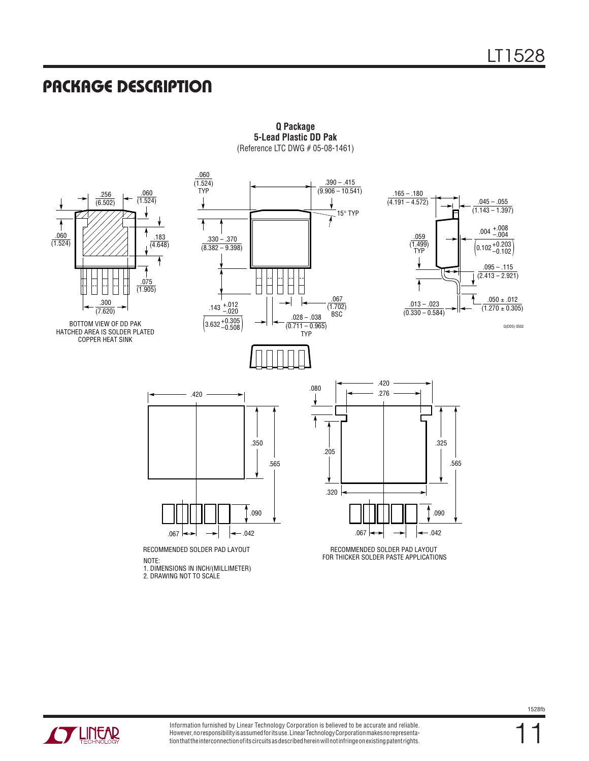## PACKAGE DESCRIPTION

**Q Package**
**5-Lead Plastic DD Pak**
(Reference LTC DWG # 05-08-1461)

.256 (6.502)

.060 (1.524)

.060 (1.524)

.183 (4.648)

.075 (1.905)

.300 (7.620)

BOTTOM VIEW OF DD PAK
HATCHED AREA IS SOLDER PLATED
COPPER HEAT SINK

.060 (1.524) TYP

.390 – .415 (9.906 – 10.541)

15° TYP

.330 – .370 (8.382 – 9.398)

.143 +.012/–.020 (3.632 +0.305/–0.508)

.067 (1.702) BSC

.028 – .038 (0.711 – 0.965) TYP

.165 – .180 (4.191 – 4.572)

.045 – .055 (1.143 – 1.397)

.059 (1.499) TYP

.004 +.008/–.004 (0.102 +0.203/–0.102)

.095 – .115 (2.413 – 2.921)

.013 – .023 (0.330 – 0.584)

.050 ± .012 (1.270 ± 0.305)

Q(DD5) 0502

.420

.350

.565

.090

.067

.042

RECOMMENDED SOLDER PAD LAYOUT

.080

.420

.276

.205

.325

.565

.320

.090

.067

.042

RECOMMENDED SOLDER PAD LAYOUT
FOR THICKER SOLDER PASTE APPLICATIONS

NOTE:
1. DIMENSIONS IN INCH/(MILLIMETER)
2. DRAWING NOT TO SCALE

Information furnished by Linear Technology Corporation is believed to be accurate and reliable. However, no responsibility is assumed for its use. Linear Technology Corporation makes no representation that the interconnection of its circuits as described herein will not infringe on existing patent rights.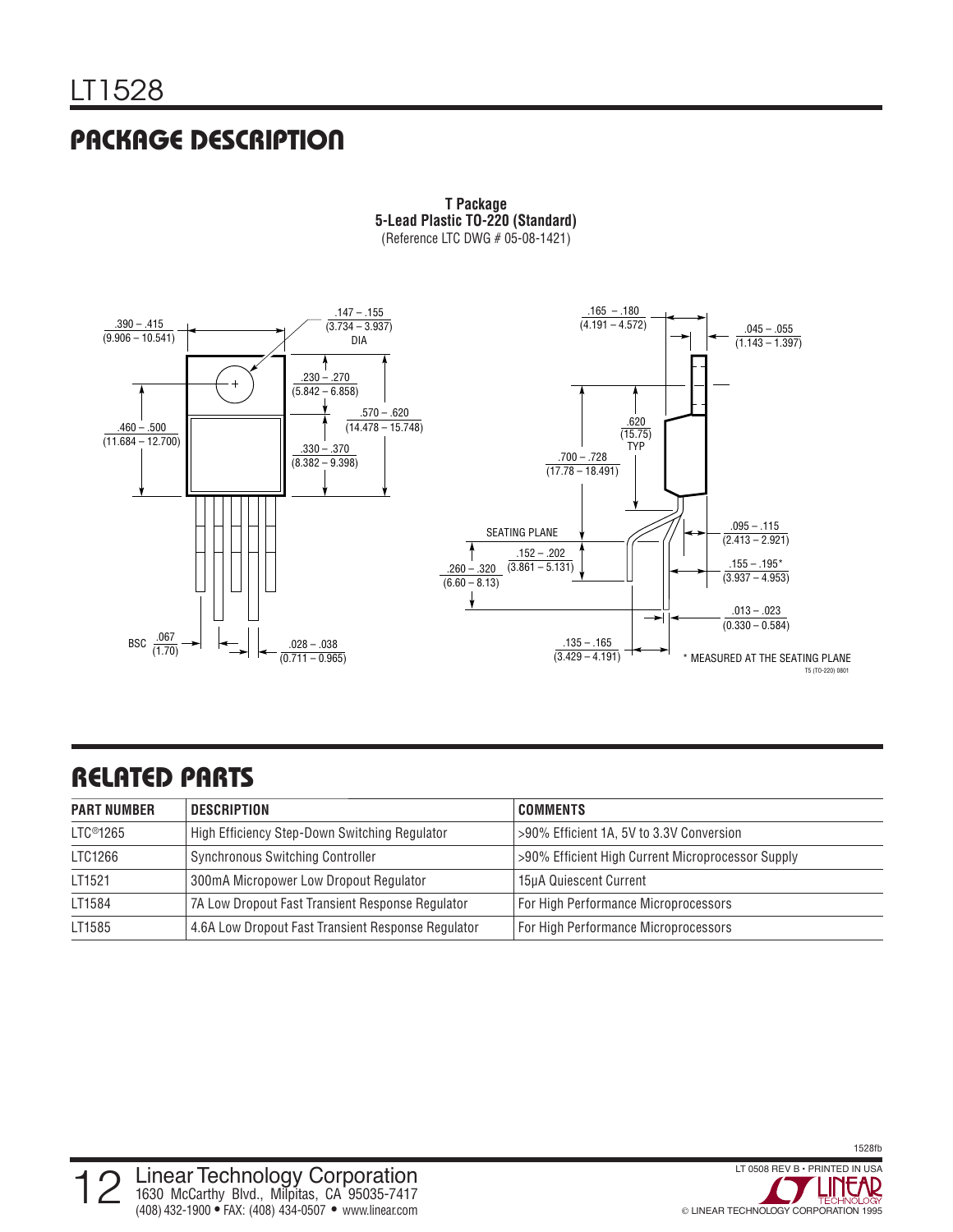## PACKAGE DESCRIPTION

**T Package**
**5-Lead Plastic TO-220 (Standard)**
(Reference LTC DWG # 05-08-1421)

.390 – .415
(9.906 – 10.541)

.147 – .155
(3.734 – 3.937)
DIA

.230 – .270
(5.842 – 6.858)

.570 – .620
(14.478 – 15.748)

.460 – .500
(11.684 – 12.700)

.330 – .370
(8.382 – 9.398)

BSC .067
(1.70)

.028 – .038
(0.711 – 0.965)

.165 – .180
(4.191 – 4.572)

.045 – .055
(1.143 – 1.397)

.620
(15.75)
TYP

.700 – .728
(17.78 – 18.491)

SEATING PLANE

.095 – .115
(2.413 – 2.921)

.152 – .202
(3.861 – 5.131)

.260 – .320
(6.60 – 8.13)

.155 – .195*
(3.937 – 4.953)

.013 – .023
(0.330 – 0.584)

.135 – .165
(3.429 – 4.191)

* MEASURED AT THE SEATING PLANE

T5 (TO-220) 0801

## RELATED PARTS

| PART NUMBER | DESCRIPTION | COMMENTS |
|---|---|---|
| LTC®1265 | High Efficiency Step-Down Switching Regulator | >90% Efficient 1A, 5V to 3.3V Conversion |
| LTC1266 | Synchronous Switching Controller | >90% Efficient High Current Microprocessor Supply |
| LT1521 | 300mA Micropower Low Dropout Regulator | 15μA Quiescent Current |
| LT1584 | 7A Low Dropout Fast Transient Response Regulator | For High Performance Microprocessors |
| LT1585 | 4.6A Low Dropout Fast Transient Response Regulator | For High Performance Microprocessors |

Linear Technology Corporation
1630 McCarthy Blvd., Milpitas, CA 95035-7417
(408) 432-1900 • FAX: (408) 434-0507 • www.linear.com

1528fb

LT 0508 REV B • PRINTED IN USA

© LINEAR TECHNOLOGY CORPORATION 1995